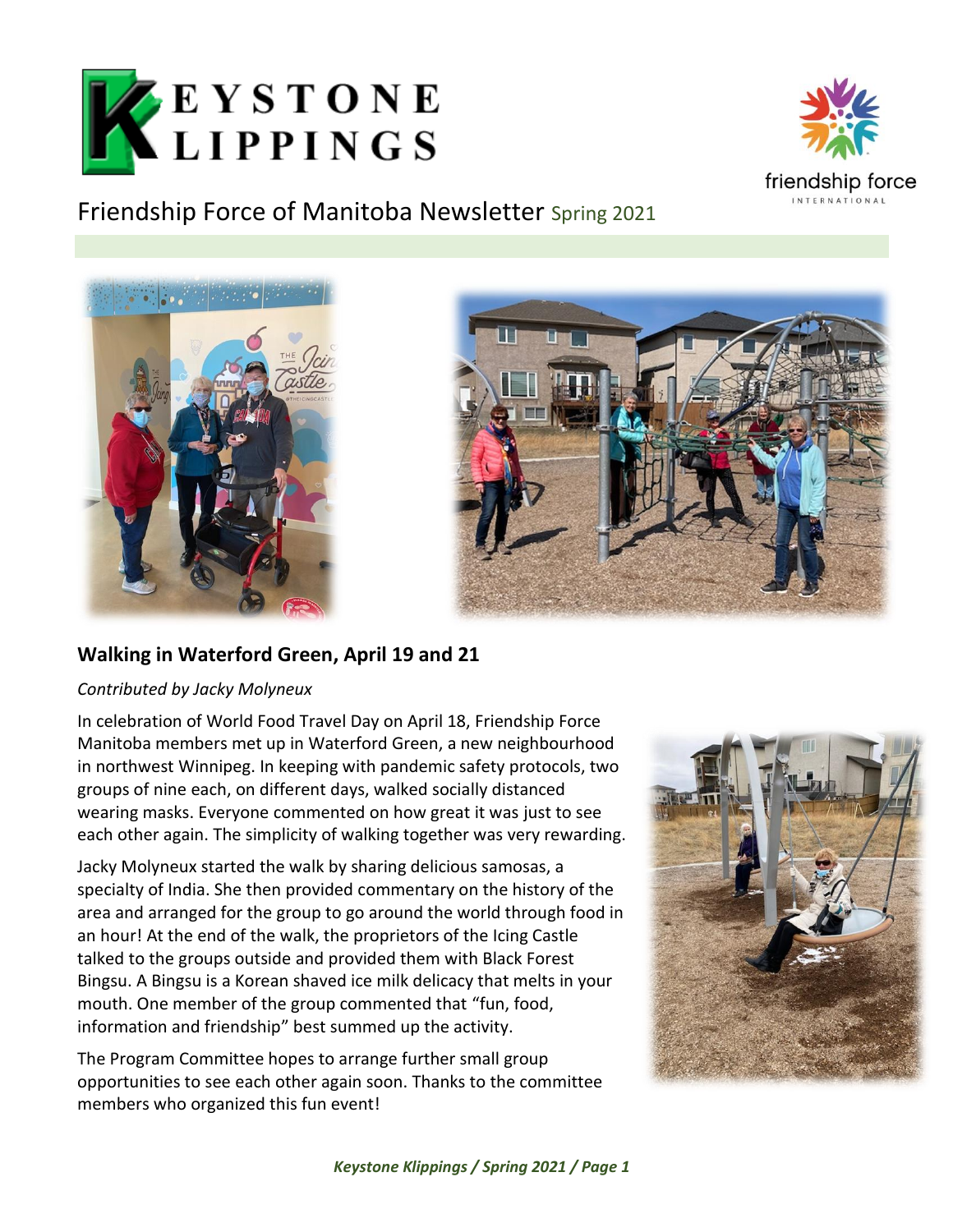# KEYSTONE KLIPPINGS

Friendship Force of Manitoba Newsletter Spring 2021

## Walking in Waterford Green, April 19 and 21

*Contributed by Jacky Molyneux*

In celebration of World Food Travel Day on April 18, Friendship Force Manitoba members met up in Waterford Green, a new neighbourhood in northwest Winnipeg. In keeping with pandemic safety protocols, two groups of nine each, on different days, walked socially distanced wearing masks. Everyone commented on how great it was just to see each other again. The simplicity of walking together was very rewarding.

Jacky Molyneux started the walk by sharing delicious samosas, a specialty of India. She then provided commentary on the history of the area and arranged for the group to go around the world through food in an hour! At the end of the walk, the proprietors of the Icing Castle talked to the groups outside and provided them with Black Forest Bingsu. A Bingsu is a Korean shaved ice milk delicacy that melts in your mouth. One member of the group commented that "fun, food, information and friendship" best summed up the activity.

The Program Committee hopes to arrange further small group opportunities to see each other again soon. Thanks to the committee members who organized this fun event!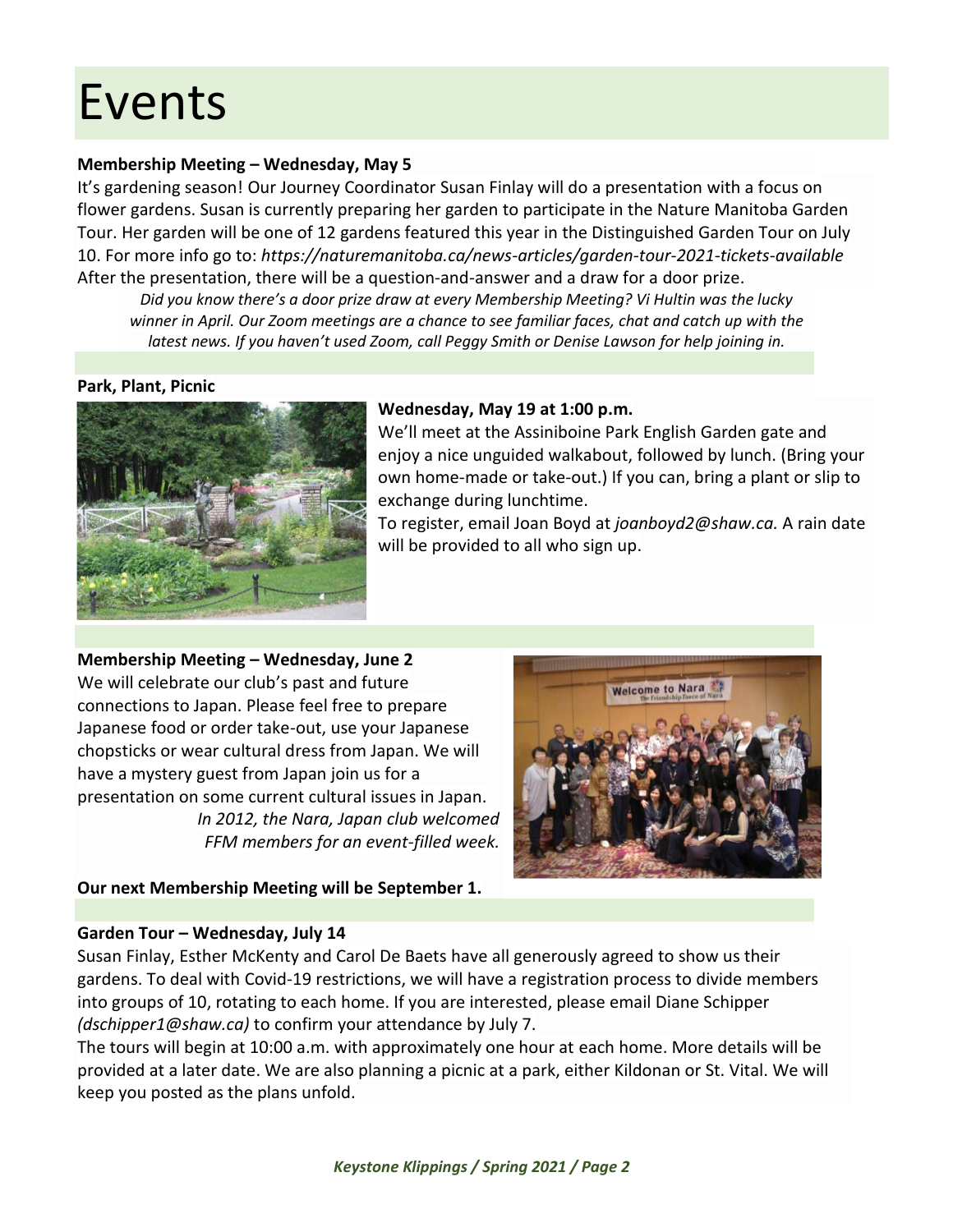# Events

**Membership Meeting – Wednesday, May 5**

It's gardening season! Our Journey Coordinator Susan Finlay will do a presentation with a focus on flower gardens. Susan is currently preparing her garden to participate in the Nature Manitoba Garden Tour. Her garden will be one of 12 gardens featured this year in the Distinguished Garden Tour on July 10. For more info go to: *https://naturemanitoba.ca/news-articles/garden-tour-2021-tickets-available*
After the presentation, there will be a question-and-answer and a draw for a door prize.

*Did you know there's a door prize draw at every Membership Meeting? Vi Hultin was the lucky winner in April. Our Zoom meetings are a chance to see familiar faces, chat and catch up with the latest news. If you haven't used Zoom, call Peggy Smith or Denise Lawson for help joining in.*

**Park, Plant, Picnic**

**Wednesday, May 19 at 1:00 p.m.**

We'll meet at the Assiniboine Park English Garden gate and enjoy a nice unguided walkabout, followed by lunch. (Bring your own home-made or take-out.) If you can, bring a plant or slip to exchange during lunchtime.

To register, email Joan Boyd at *joanboyd2@shaw.ca.* A rain date will be provided to all who sign up.

**Membership Meeting – Wednesday, June 2**

We will celebrate our club's past and future connections to Japan. Please feel free to prepare Japanese food or order take-out, use your Japanese chopsticks or wear cultural dress from Japan. We will have a mystery guest from Japan join us for a presentation on some current cultural issues in Japan.

*In 2012, the Nara, Japan club welcomed FFM members for an event-filled week.*

**Our next Membership Meeting will be September 1.**

**Garden Tour – Wednesday, July 14**

Susan Finlay, Esther McKenty and Carol De Baets have all generously agreed to show us their gardens. To deal with Covid-19 restrictions, we will have a registration process to divide members into groups of 10, rotating to each home. If you are interested, please email Diane Schipper *(dschipper1@shaw.ca)* to confirm your attendance by July 7.

The tours will begin at 10:00 a.m. with approximately one hour at each home. More details will be provided at a later date. We are also planning a picnic at a park, either Kildonan or St. Vital. We will keep you posted as the plans unfold.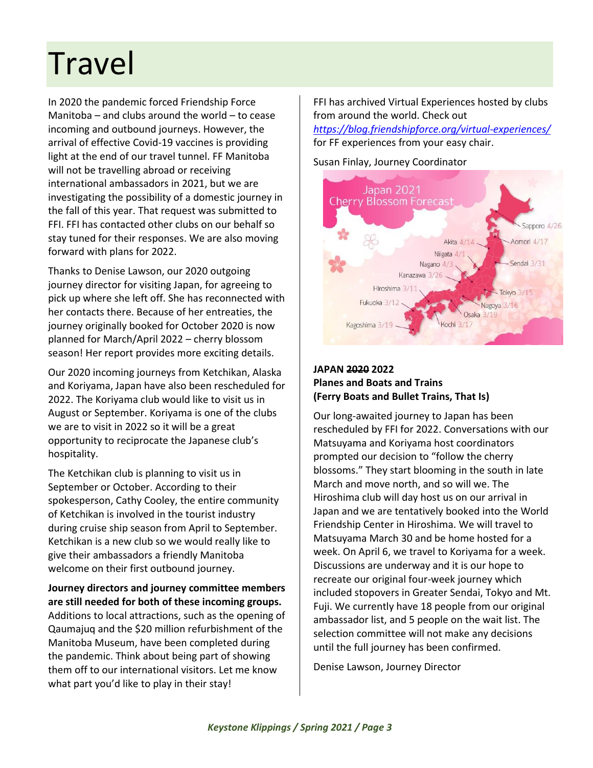# Travel

In 2020 the pandemic forced Friendship Force Manitoba – and clubs around the world – to cease incoming and outbound journeys. However, the arrival of effective Covid-19 vaccines is providing light at the end of our travel tunnel. FF Manitoba will not be travelling abroad or receiving international ambassadors in 2021, but we are investigating the possibility of a domestic journey in the fall of this year. That request was submitted to FFI. FFI has contacted other clubs on our behalf so stay tuned for their responses. We are also moving forward with plans for 2022.

Thanks to Denise Lawson, our 2020 outgoing journey director for visiting Japan, for agreeing to pick up where she left off. She has reconnected with her contacts there. Because of her entreaties, the journey originally booked for October 2020 is now planned for March/April 2022 – cherry blossom season! Her report provides more exciting details.

Our 2020 incoming journeys from Ketchikan, Alaska and Koriyama, Japan have also been rescheduled for 2022. The Koriyama club would like to visit us in August or September. Koriyama is one of the clubs we are to visit in 2022 so it will be a great opportunity to reciprocate the Japanese club's hospitality.

The Ketchikan club is planning to visit us in September or October. According to their spokesperson, Cathy Cooley, the entire community of Ketchikan is involved in the tourist industry during cruise ship season from April to September. Ketchikan is a new club so we would really like to give their ambassadors a friendly Manitoba welcome on their first outbound journey.

**Journey directors and journey committee members are still needed for both of these incoming groups.** Additions to local attractions, such as the opening of Qaumajuq and the $20 million refurbishment of the Manitoba Museum, have been completed during the pandemic. Think about being part of showing them off to our international visitors. Let me know what part you'd like to play in their stay!

FFI has archived Virtual Experiences hosted by clubs from around the world. Check out *https://blog.friendshipforce.org/virtual-experiences/* for FF experiences from your easy chair.

Susan Finlay, Journey Coordinator

Japan 2021 Cherry Blossom Forecast

Sapporo 4/26, Aomori 4/17, Akita 4/14, Niigata 4/1, Sendai 3/31, Nagano 4/3, Kanazawa 3/26, Hiroshima 3/11, Tokyo 3/15, Fukuoka 3/12, Nagoya 3/16, Osaka 3/19, Kagoshima 3/19, Kochi 3/17

**JAPAN ~~2020~~ 2022**
**Planes and Boats and Trains**
**(Ferry Boats and Bullet Trains, That Is)**

Our long-awaited journey to Japan has been rescheduled by FFI for 2022. Conversations with our Matsuyama and Koriyama host coordinators prompted our decision to "follow the cherry blossoms." They start blooming in the south in late March and move north, and so will we. The Hiroshima club will day host us on our arrival in Japan and we are tentatively booked into the World Friendship Center in Hiroshima. We will travel to Matsuyama March 30 and be home hosted for a week. On April 6, we travel to Koriyama for a week. Discussions are underway and it is our hope to recreate our original four-week journey which included stopovers in Greater Sendai, Tokyo and Mt. Fuji. We currently have 18 people from our original ambassador list, and 5 people on the wait list. The selection committee will not make any decisions until the full journey has been confirmed.

Denise Lawson, Journey Director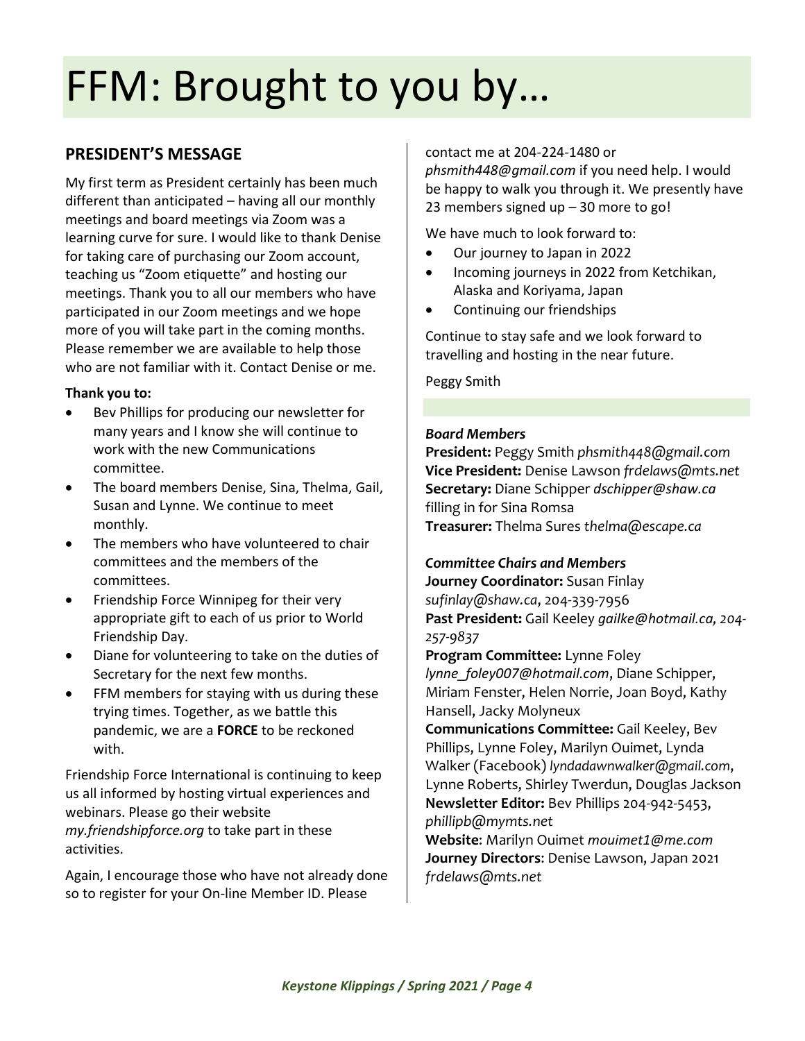# FFM: Brought to you by…

## PRESIDENT'S MESSAGE

My first term as President certainly has been much different than anticipated – having all our monthly meetings and board meetings via Zoom was a learning curve for sure. I would like to thank Denise for taking care of purchasing our Zoom account, teaching us "Zoom etiquette" and hosting our meetings. Thank you to all our members who have participated in our Zoom meetings and we hope more of you will take part in the coming months. Please remember we are available to help those who are not familiar with it. Contact Denise or me.

**Thank you to:**

- Bev Phillips for producing our newsletter for many years and I know she will continue to work with the new Communications committee.
- The board members Denise, Sina, Thelma, Gail, Susan and Lynne. We continue to meet monthly.
- The members who have volunteered to chair committees and the members of the committees.
- Friendship Force Winnipeg for their very appropriate gift to each of us prior to World Friendship Day.
- Diane for volunteering to take on the duties of Secretary for the next few months.
- FFM members for staying with us during these trying times. Together, as we battle this pandemic, we are a **FORCE** to be reckoned with.

Friendship Force International is continuing to keep us all informed by hosting virtual experiences and webinars. Please go their website *my.friendshipforce.org* to take part in these activities.

Again, I encourage those who have not already done so to register for your On-line Member ID. Please contact me at 204-224-1480 or *phsmith448@gmail.com* if you need help. I would be happy to walk you through it. We presently have 23 members signed up – 30 more to go!

We have much to look forward to:

- Our journey to Japan in 2022
- Incoming journeys in 2022 from Ketchikan, Alaska and Koriyama, Japan
- Continuing our friendships

Continue to stay safe and we look forward to travelling and hosting in the near future.

Peggy Smith

***Board Members***

**President:** Peggy Smith *phsmith448@gmail.com*
**Vice President:** Denise Lawson *frdelaws@mts.net*
**Secretary:** Diane Schipper *dschipper@shaw.ca* filling in for Sina Romsa
**Treasurer:** Thelma Sures *thelma@escape.ca*

***Committee Chairs and Members***

**Journey Coordinator:** Susan Finlay *sufinlay@shaw.ca*, 204-339-7956
**Past President:** Gail Keeley *gailke@hotmail.ca, 204-257-9837*
**Program Committee:** Lynne Foley *lynne_foley007@hotmail.com*, Diane Schipper, Miriam Fenster, Helen Norrie, Joan Boyd, Kathy Hansell, Jacky Molyneux
**Communications Committee:** Gail Keeley, Bev Phillips, Lynne Foley, Marilyn Ouimet, Lynda Walker (Facebook) *lyndadawnwalker@gmail.com*, Lynne Roberts, Shirley Twerdun, Douglas Jackson
**Newsletter Editor:** Bev Phillips 204-942-5453, *phillipb@mymts.net*
**Website**: Marilyn Ouimet *mouimet1@me.com*
**Journey Directors**: Denise Lawson, Japan 2021 *frdelaws@mts.net*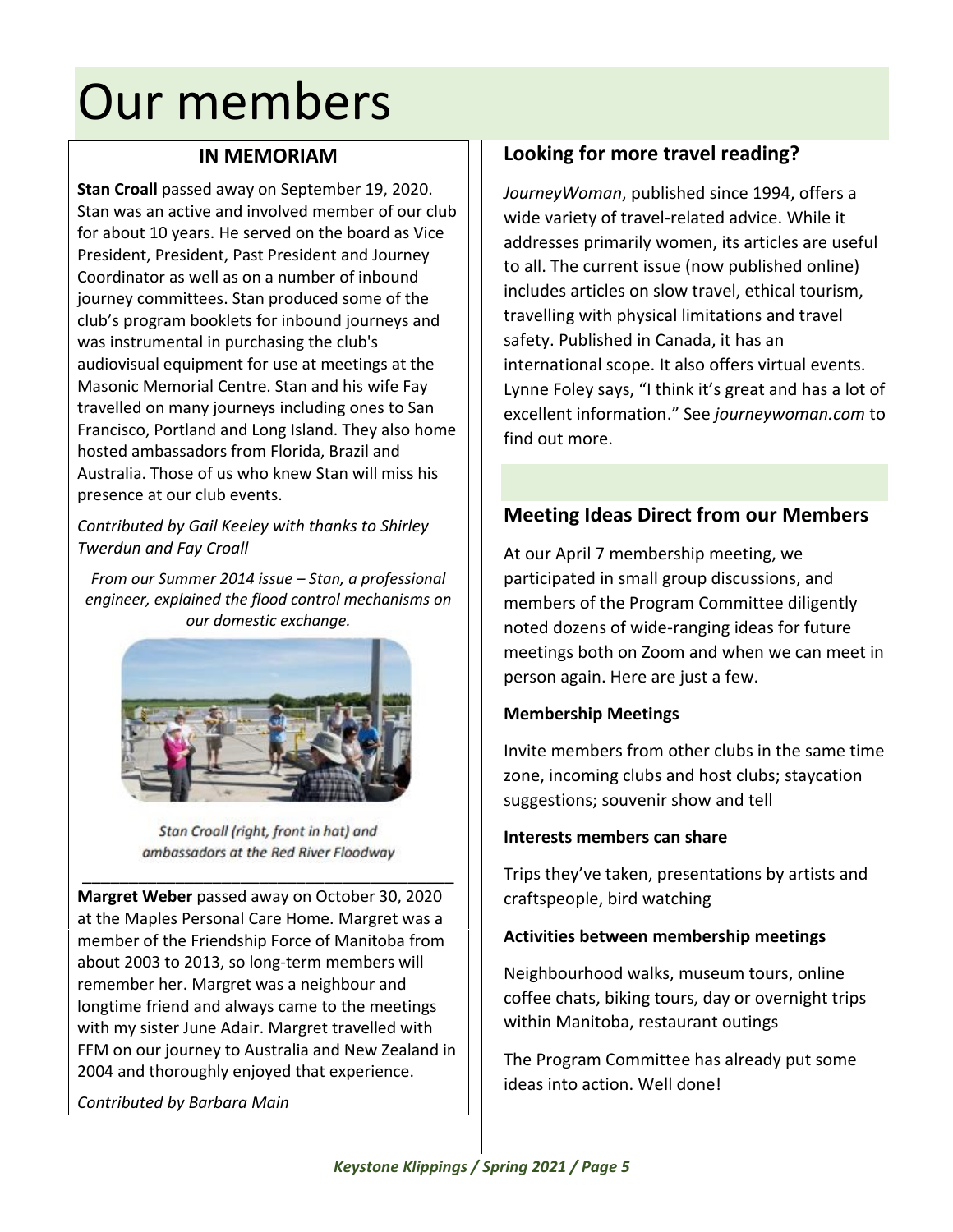# Our members

## IN MEMORIAM

**Stan Croall** passed away on September 19, 2020. Stan was an active and involved member of our club for about 10 years. He served on the board as Vice President, President, Past President and Journey Coordinator as well as on a number of inbound journey committees. Stan produced some of the club's program booklets for inbound journeys and was instrumental in purchasing the club's audiovisual equipment for use at meetings at the Masonic Memorial Centre. Stan and his wife Fay travelled on many journeys including ones to San Francisco, Portland and Long Island. They also home hosted ambassadors from Florida, Brazil and Australia. Those of us who knew Stan will miss his presence at our club events.

*Contributed by Gail Keeley with thanks to Shirley Twerdun and Fay Croall*

*From our Summer 2014 issue – Stan, a professional engineer, explained the flood control mechanisms on our domestic exchange.*

*Stan Croall (right, front in hat) and ambassadors at the Red River Floodway*

---

**Margret Weber** passed away on October 30, 2020 at the Maples Personal Care Home. Margret was a member of the Friendship Force of Manitoba from about 2003 to 2013, so long-term members will remember her. Margret was a neighbour and longtime friend and always came to the meetings with my sister June Adair. Margret travelled with FFM on our journey to Australia and New Zealand in 2004 and thoroughly enjoyed that experience.

*Contributed by Barbara Main*

## Looking for more travel reading?

*JourneyWoman*, published since 1994, offers a wide variety of travel-related advice. While it addresses primarily women, its articles are useful to all. The current issue (now published online) includes articles on slow travel, ethical tourism, travelling with physical limitations and travel safety. Published in Canada, it has an international scope. It also offers virtual events. Lynne Foley says, "I think it's great and has a lot of excellent information." See *journeywoman.com* to find out more.

## Meeting Ideas Direct from our Members

At our April 7 membership meeting, we participated in small group discussions, and members of the Program Committee diligently noted dozens of wide-ranging ideas for future meetings both on Zoom and when we can meet in person again. Here are just a few.

**Membership Meetings**

Invite members from other clubs in the same time zone, incoming clubs and host clubs; staycation suggestions; souvenir show and tell

**Interests members can share**

Trips they've taken, presentations by artists and craftspeople, bird watching

**Activities between membership meetings**

Neighbourhood walks, museum tours, online coffee chats, biking tours, day or overnight trips within Manitoba, restaurant outings

The Program Committee has already put some ideas into action. Well done!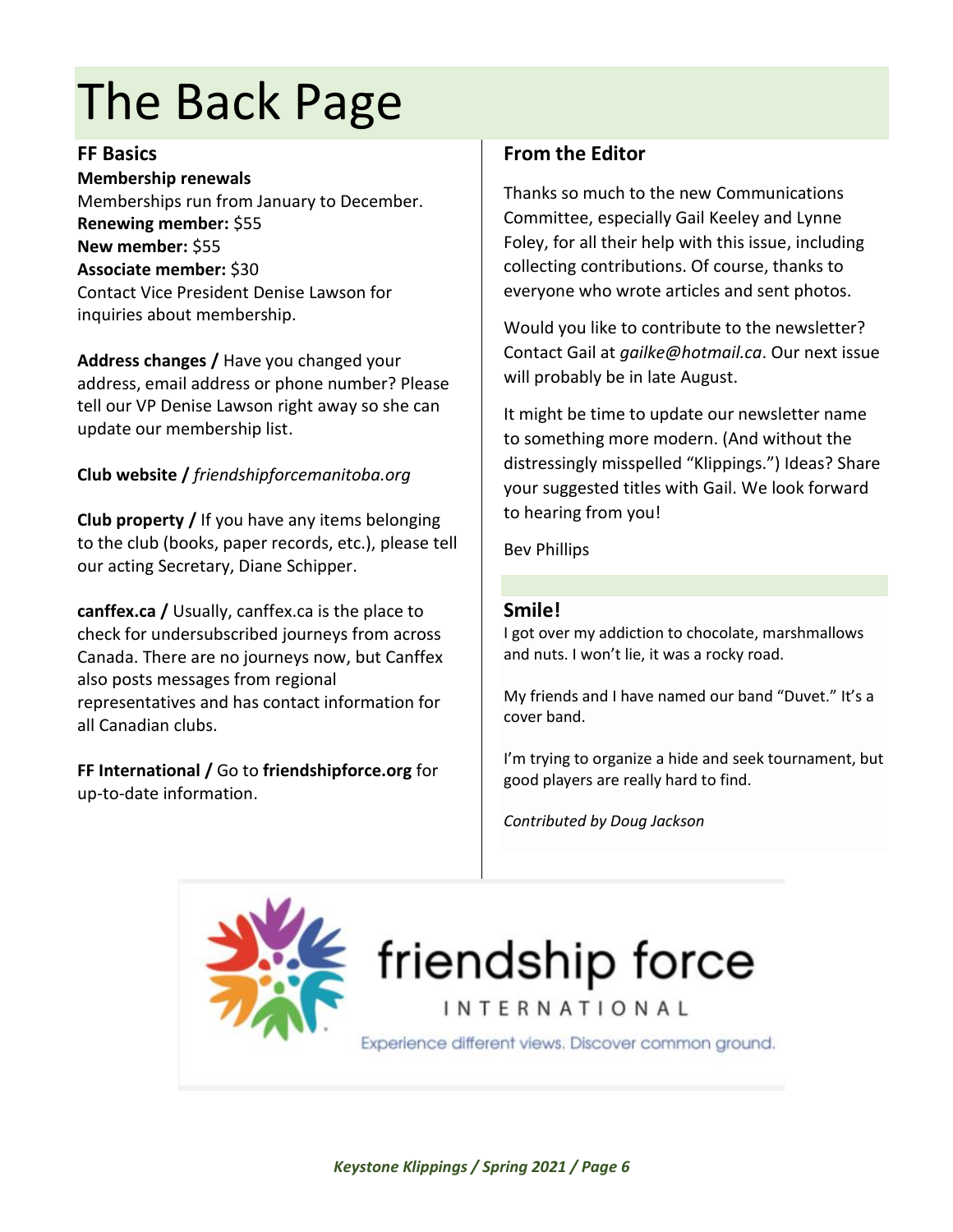# The Back Page

## FF Basics

**Membership renewals**

Memberships run from January to December.

**Renewing member:** $55

**New member:** $55

**Associate member:** $30

Contact Vice President Denise Lawson for inquiries about membership.

**Address changes /** Have you changed your address, email address or phone number? Please tell our VP Denise Lawson right away so she can update our membership list.

**Club website /** *friendshipforcemanitoba.org*

**Club property /** If you have any items belonging to the club (books, paper records, etc.), please tell our acting Secretary, Diane Schipper.

**canffex.ca /** Usually, canffex.ca is the place to check for undersubscribed journeys from across Canada. There are no journeys now, but Canffex also posts messages from regional representatives and has contact information for all Canadian clubs.

**FF International /** Go to **friendshipforce.org** for up-to-date information.

## From the Editor

Thanks so much to the new Communications Committee, especially Gail Keeley and Lynne Foley, for all their help with this issue, including collecting contributions. Of course, thanks to everyone who wrote articles and sent photos.

Would you like to contribute to the newsletter? Contact Gail at *gailke@hotmail.ca*. Our next issue will probably be in late August.

It might be time to update our newsletter name to something more modern. (And without the distressingly misspelled "Klippings.") Ideas? Share your suggested titles with Gail. We look forward to hearing from you!

Bev Phillips

## Smile!

I got over my addiction to chocolate, marshmallows and nuts. I won't lie, it was a rocky road.

My friends and I have named our band "Duvet." It's a cover band.

I'm trying to organize a hide and seek tournament, but good players are really hard to find.

*Contributed by Doug Jackson*

friendship force

INTERNATIONAL

Experience different views. Discover common ground.